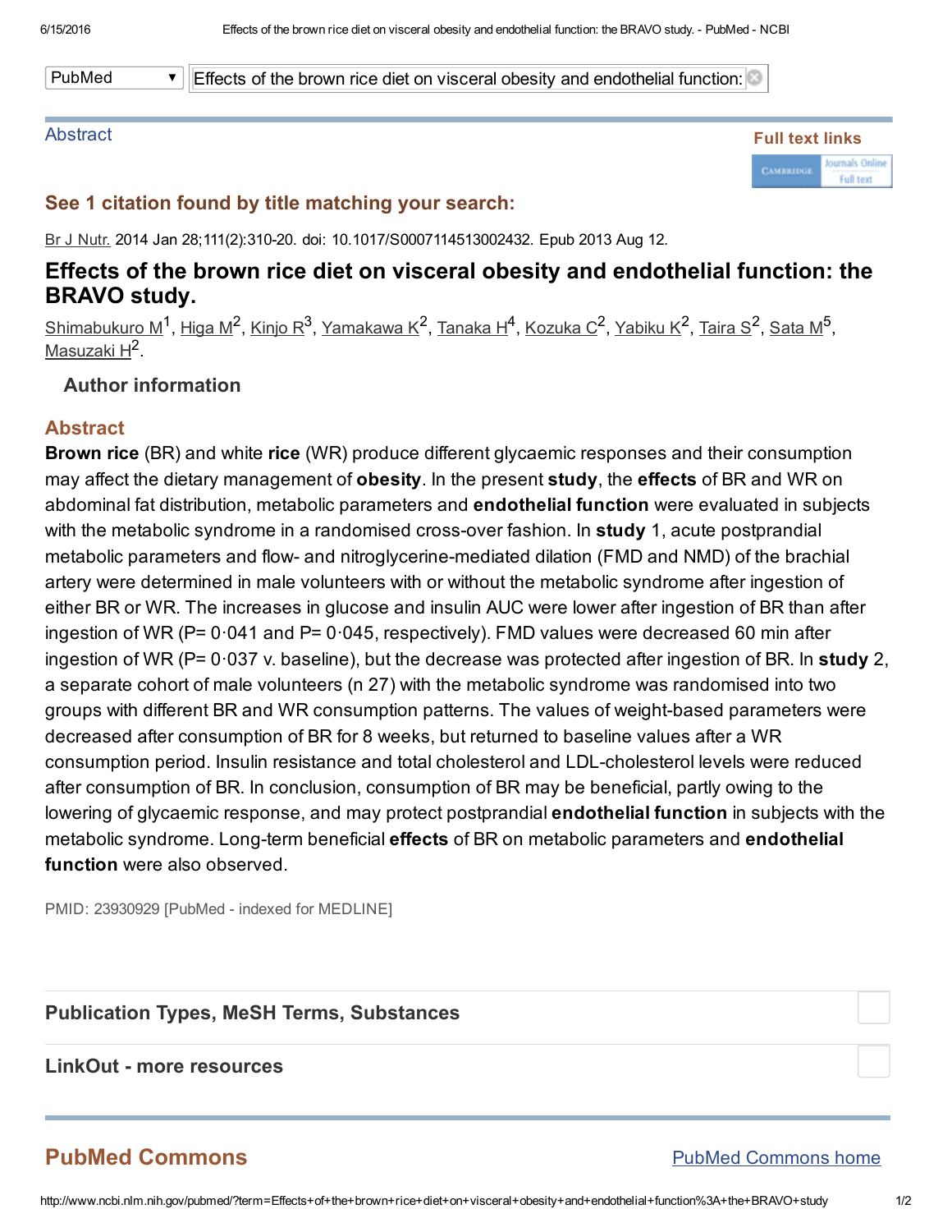PubMed ▾ Effects of the brown rice diet on visceral obesity and endothelial function:

Abstract

Full text links

## See 1 citation found by title matching your search:

Br J Nutr. 2014 Jan 28;111(2):310-20. doi: 10.1017/S0007114513002432. Epub 2013 Aug 12.

# Effects of the brown rice diet on visceral obesity and endothelial function: the BRAVO study.

Shimabukuro M[1], Higa M[2], Kinjo R[3], Yamakawa K[2], Tanaka H[4], Kozuka C[2], Yabiku K[2], Taira S[2], Sata M[5], Masuzaki H[2].

### Author information

## Abstract

**Brown rice** (BR) and white **rice** (WR) produce different glycaemic responses and their consumption may affect the dietary management of **obesity**. In the present **study**, the **effects** of BR and WR on abdominal fat distribution, metabolic parameters and **endothelial function** were evaluated in subjects with the metabolic syndrome in a randomised cross-over fashion. In **study** 1, acute postprandial metabolic parameters and flow- and nitroglycerine-mediated dilation (FMD and NMD) of the brachial artery were determined in male volunteers with or without the metabolic syndrome after ingestion of either BR or WR. The increases in glucose and insulin AUC were lower after ingestion of BR than after ingestion of WR (P= 0·041 and P= 0·045, respectively). FMD values were decreased 60 min after ingestion of WR (P= 0·037 v. baseline), but the decrease was protected after ingestion of BR. In **study** 2, a separate cohort of male volunteers (n 27) with the metabolic syndrome was randomised into two groups with different BR and WR consumption patterns. The values of weight-based parameters were decreased after consumption of BR for 8 weeks, but returned to baseline values after a WR consumption period. Insulin resistance and total cholesterol and LDL-cholesterol levels were reduced after consumption of BR. In conclusion, consumption of BR may be beneficial, partly owing to the lowering of glycaemic response, and may protect postprandial **endothelial function** in subjects with the metabolic syndrome. Long-term beneficial **effects** of BR on metabolic parameters and **endothelial function** were also observed.

PMID: 23930929 [PubMed - indexed for MEDLINE]

### Publication Types, MeSH Terms, Substances

### LinkOut - more resources

## PubMed Commons

PubMed Commons home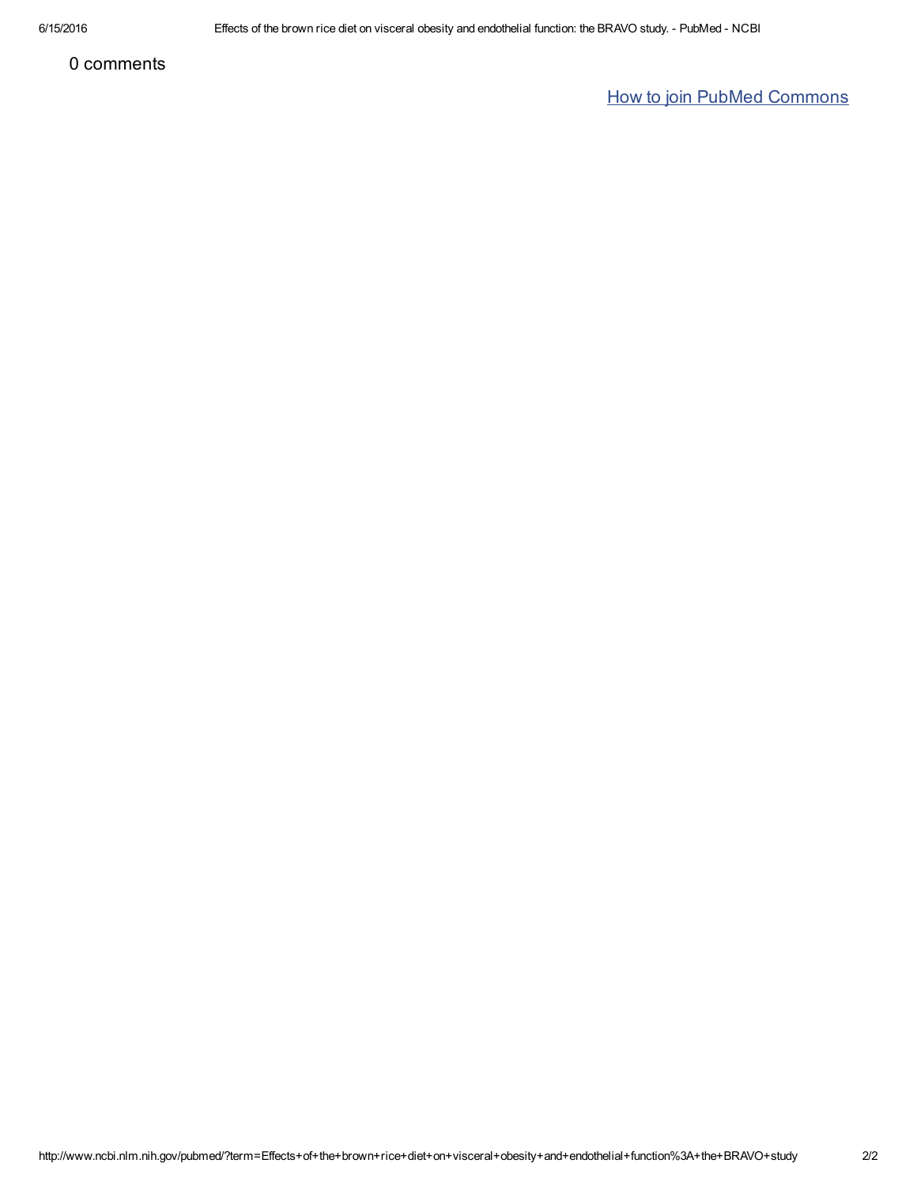0 comments

[How to join PubMed Commons]